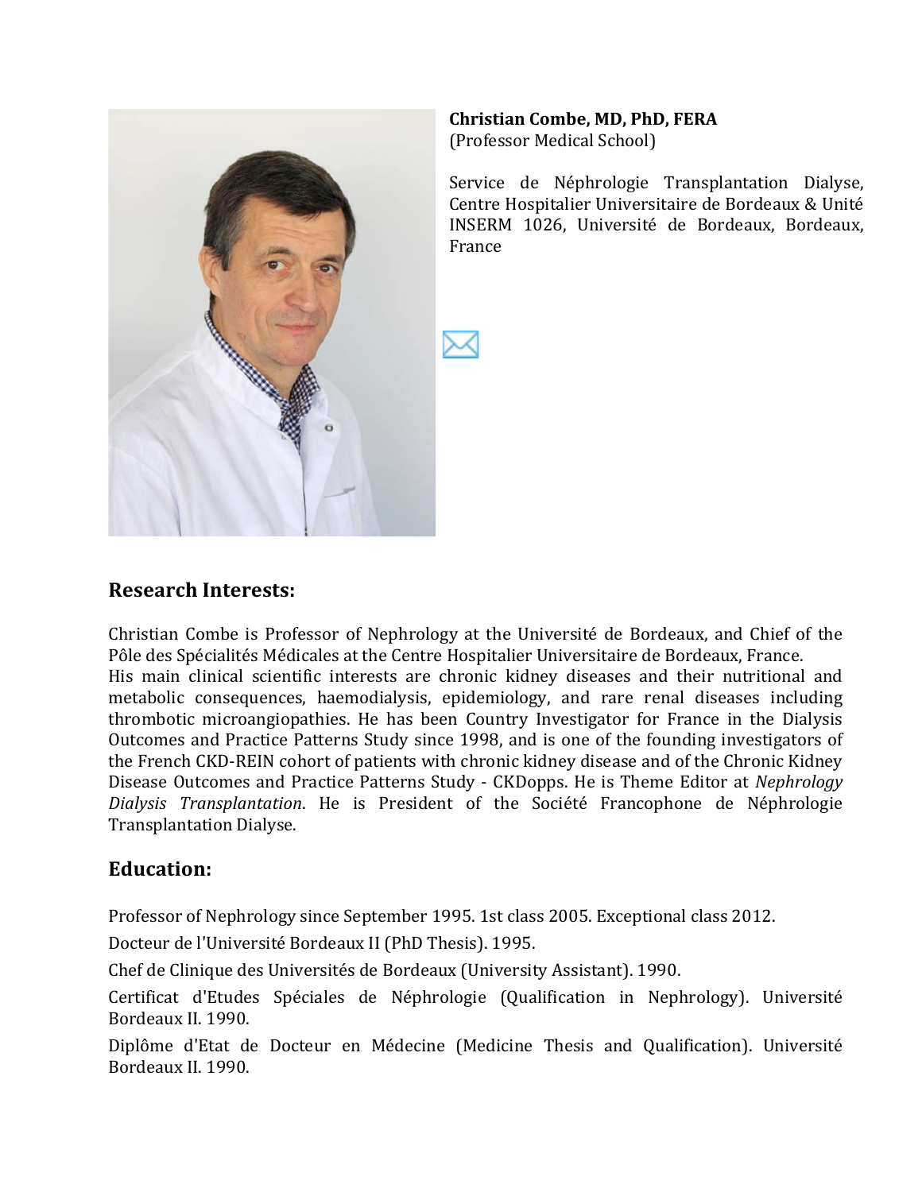**Christian Combe, MD, PhD, FERA**
(Professor Medical School)

Service de Néphrologie Transplantation Dialyse, Centre Hospitalier Universitaire de Bordeaux & Unité INSERM 1026, Université de Bordeaux, Bordeaux, France

## Research Interests:

Christian Combe is Professor of Nephrology at the Université de Bordeaux, and Chief of the Pôle des Spécialités Médicales at the Centre Hospitalier Universitaire de Bordeaux, France.
His main clinical scientific interests are chronic kidney diseases and their nutritional and metabolic consequences, haemodialysis, epidemiology, and rare renal diseases including thrombotic microangiopathies. He has been Country Investigator for France in the Dialysis Outcomes and Practice Patterns Study since 1998, and is one of the founding investigators of the French CKD-REIN cohort of patients with chronic kidney disease and of the Chronic Kidney Disease Outcomes and Practice Patterns Study - CKDopps. He is Theme Editor at *Nephrology Dialysis Transplantation*. He is President of the Société Francophone de Néphrologie Transplantation Dialyse.

## Education:

Professor of Nephrology since September 1995. 1st class 2005. Exceptional class 2012.

Docteur de l'Université Bordeaux II (PhD Thesis). 1995.

Chef de Clinique des Universités de Bordeaux (University Assistant). 1990.

Certificat d'Etudes Spéciales de Néphrologie (Qualification in Nephrology). Université Bordeaux II. 1990.

Diplôme d'Etat de Docteur en Médecine (Medicine Thesis and Qualification). Université Bordeaux II. 1990.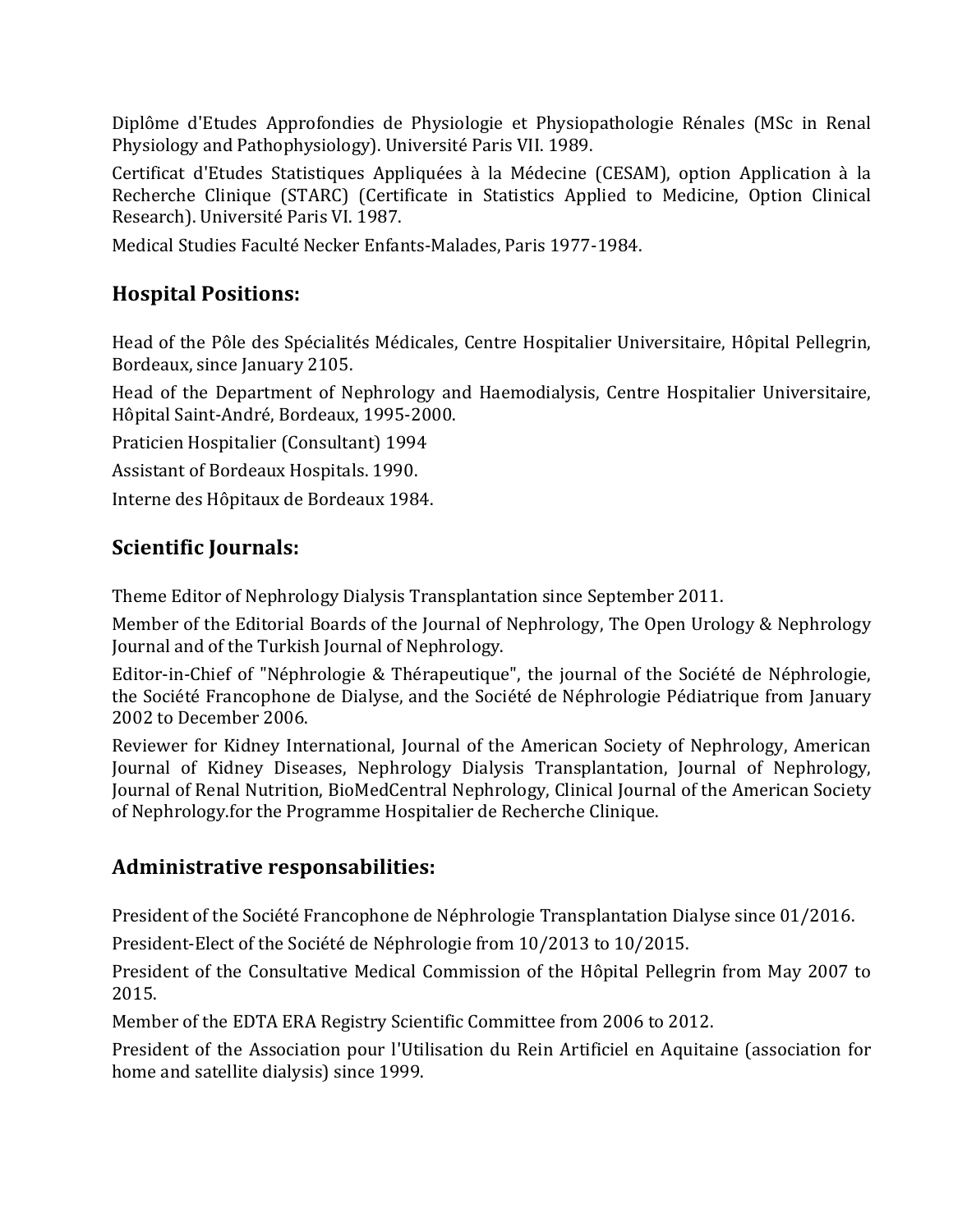Diplôme d'Etudes Approfondies de Physiologie et Physiopathologie Rénales (MSc in Renal Physiology and Pathophysiology). Université Paris VII. 1989.

Certificat d'Etudes Statistiques Appliquées à la Médecine (CESAM), option Application à la Recherche Clinique (STARC) (Certificate in Statistics Applied to Medicine, Option Clinical Research). Université Paris VI. 1987.

Medical Studies Faculté Necker Enfants-Malades, Paris 1977-1984.

## Hospital Positions:

Head of the Pôle des Spécialités Médicales, Centre Hospitalier Universitaire, Hôpital Pellegrin, Bordeaux, since January 2105.

Head of the Department of Nephrology and Haemodialysis, Centre Hospitalier Universitaire, Hôpital Saint-André, Bordeaux, 1995-2000.

Praticien Hospitalier (Consultant) 1994

Assistant of Bordeaux Hospitals. 1990.

Interne des Hôpitaux de Bordeaux 1984.

## Scientific Journals:

Theme Editor of Nephrology Dialysis Transplantation since September 2011.

Member of the Editorial Boards of the Journal of Nephrology, The Open Urology & Nephrology Journal and of the Turkish Journal of Nephrology.

Editor-in-Chief of "Néphrologie & Thérapeutique", the journal of the Société de Néphrologie, the Société Francophone de Dialyse, and the Société de Néphrologie Pédiatrique from January 2002 to December 2006.

Reviewer for Kidney International, Journal of the American Society of Nephrology, American Journal of Kidney Diseases, Nephrology Dialysis Transplantation, Journal of Nephrology, Journal of Renal Nutrition, BioMedCentral Nephrology, Clinical Journal of the American Society of Nephrology.for the Programme Hospitalier de Recherche Clinique.

## Administrative responsabilities:

President of the Société Francophone de Néphrologie Transplantation Dialyse since 01/2016.

President-Elect of the Société de Néphrologie from 10/2013 to 10/2015.

President of the Consultative Medical Commission of the Hôpital Pellegrin from May 2007 to 2015.

Member of the EDTA ERA Registry Scientific Committee from 2006 to 2012.

President of the Association pour l'Utilisation du Rein Artificiel en Aquitaine (association for home and satellite dialysis) since 1999.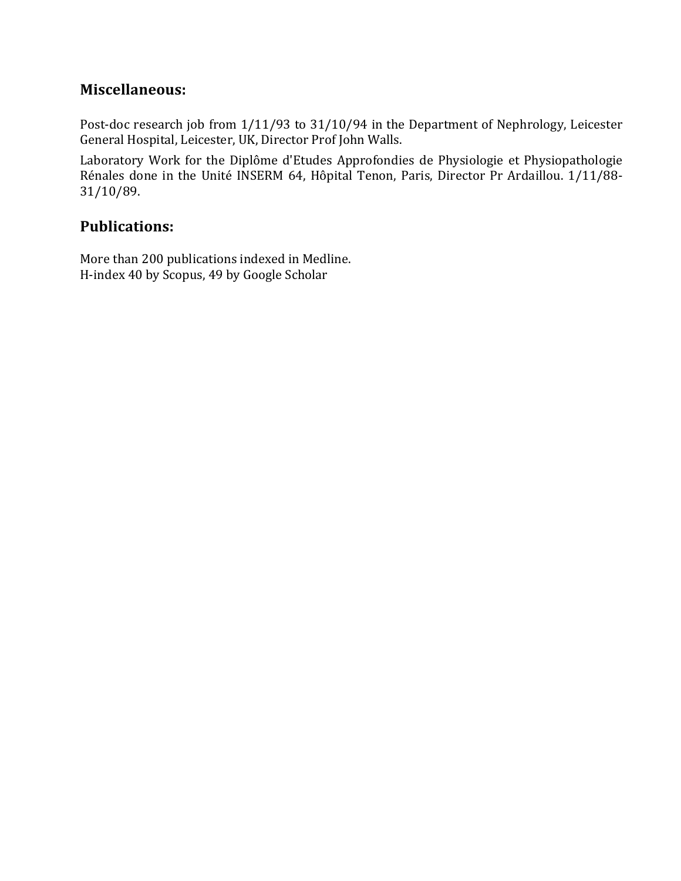## Miscellaneous:

Post-doc research job from 1/11/93 to 31/10/94 in the Department of Nephrology, Leicester General Hospital, Leicester, UK, Director Prof John Walls.

Laboratory Work for the Diplôme d'Etudes Approfondies de Physiologie et Physiopathologie Rénales done in the Unité INSERM 64, Hôpital Tenon, Paris, Director Pr Ardaillou. 1/11/88-31/10/89.

## Publications:

More than 200 publications indexed in Medline.
H-index 40 by Scopus, 49 by Google Scholar